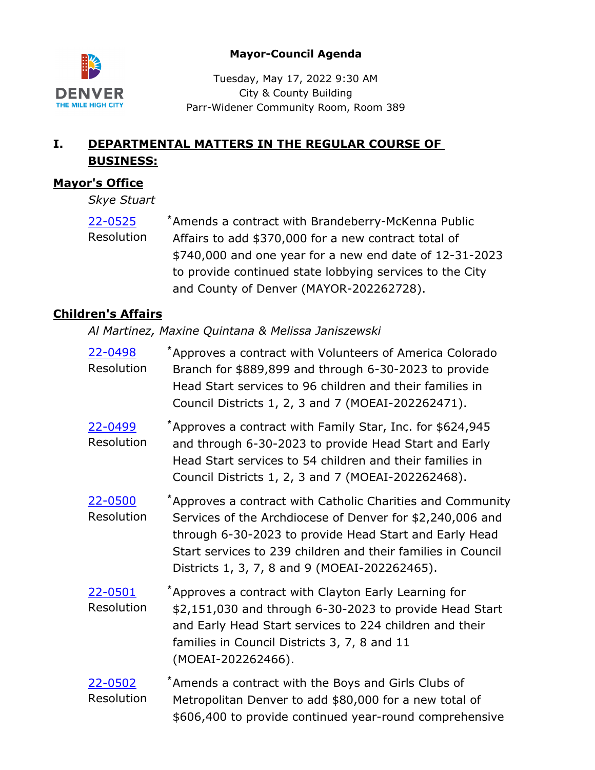**Mayor-Council Agenda**

Tuesday, May 17, 2022 9:30 AM
City & County Building
Parr-Widener Community Room, Room 389

## I. DEPARTMENTAL MATTERS IN THE REGULAR COURSE OF BUSINESS:

### Mayor's Office

*Skye Stuart*

22-0525
Resolution

*Amends a contract with Brandeberry-McKenna Public Affairs to add $370,000 for a new contract total of $740,000 and one year for a new end date of 12-31-2023 to provide continued state lobbying services to the City and County of Denver (MAYOR-202262728).

### Children's Affairs

*Al Martinez, Maxine Quintana & Melissa Janiszewski*

22-0498
Resolution

*Approves a contract with Volunteers of America Colorado Branch for $889,899 and through 6-30-2023 to provide Head Start services to 96 children and their families in Council Districts 1, 2, 3 and 7 (MOEAI-202262471).

22-0499
Resolution

*Approves a contract with Family Star, Inc. for $624,945 and through 6-30-2023 to provide Head Start and Early Head Start services to 54 children and their families in Council Districts 1, 2, 3 and 7 (MOEAI-202262468).

22-0500
Resolution

*Approves a contract with Catholic Charities and Community Services of the Archdiocese of Denver for $2,240,006 and through 6-30-2023 to provide Head Start and Early Head Start services to 239 children and their families in Council Districts 1, 3, 7, 8 and 9 (MOEAI-202262465).

22-0501
Resolution

*Approves a contract with Clayton Early Learning for $2,151,030 and through 6-30-2023 to provide Head Start and Early Head Start services to 224 children and their families in Council Districts 3, 7, 8 and 11 (MOEAI-202262466).

22-0502
Resolution

*Amends a contract with the Boys and Girls Clubs of Metropolitan Denver to add $80,000 for a new total of $606,400 to provide continued year-round comprehensive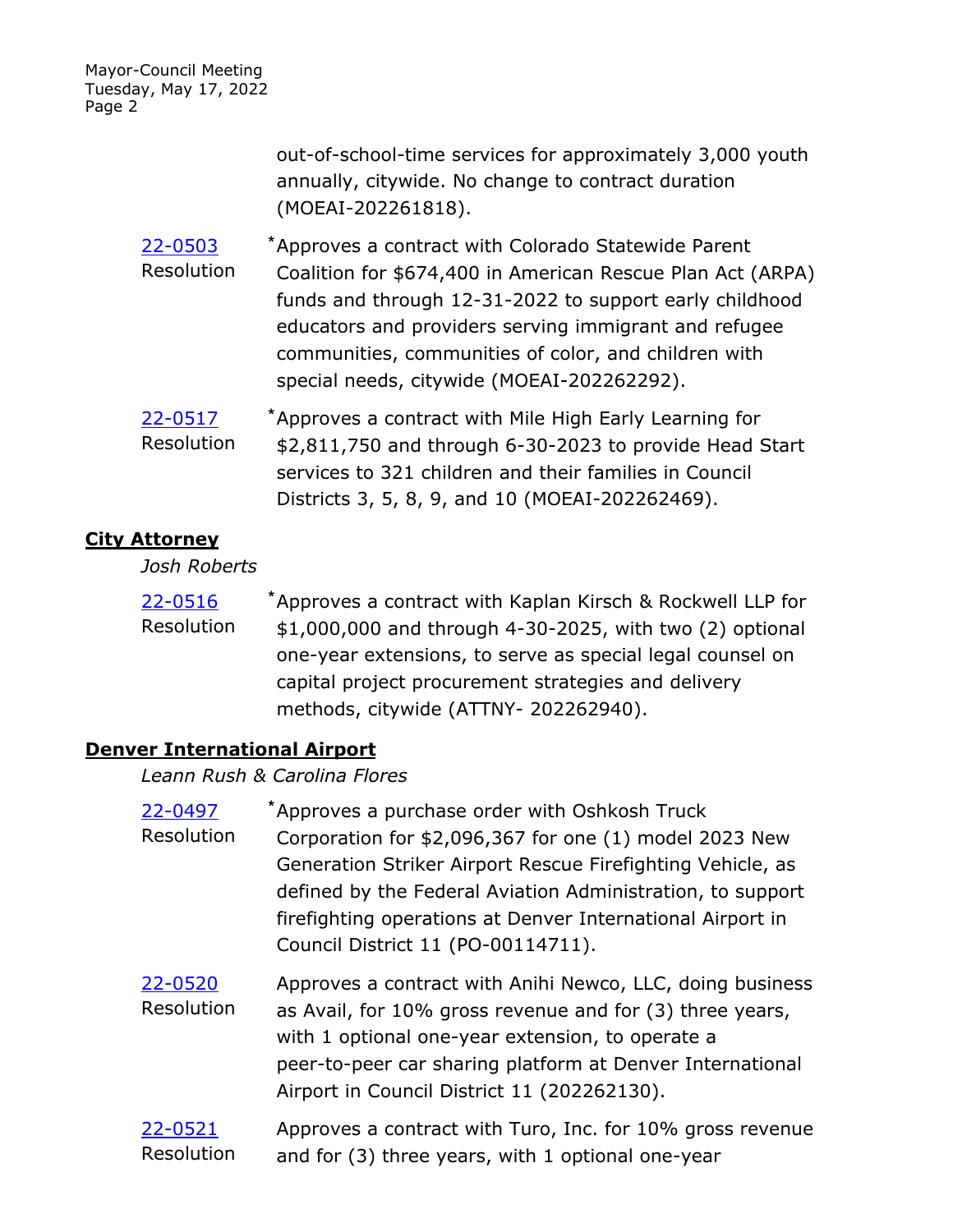out-of-school-time services for approximately 3,000 youth annually, citywide. No change to contract duration (MOEAI-202261818).

[22-0503](22-0503) Resolution
*Approves a contract with Colorado Statewide Parent Coalition for $674,400 in American Rescue Plan Act (ARPA) funds and through 12-31-2022 to support early childhood educators and providers serving immigrant and refugee communities, communities of color, and children with special needs, citywide (MOEAI-202262292).

[22-0517](22-0517) Resolution
*Approves a contract with Mile High Early Learning for $2,811,750 and through 6-30-2023 to provide Head Start services to 321 children and their families in Council Districts 3, 5, 8, 9, and 10 (MOEAI-202262469).

## City Attorney

*Josh Roberts*

[22-0516](22-0516) Resolution
*Approves a contract with Kaplan Kirsch & Rockwell LLP for $1,000,000 and through 4-30-2025, with two (2) optional one-year extensions, to serve as special legal counsel on capital project procurement strategies and delivery methods, citywide (ATTNY- 202262940).

## Denver International Airport

*Leann Rush & Carolina Flores*

[22-0497](22-0497) Resolution
*Approves a purchase order with Oshkosh Truck Corporation for $2,096,367 for one (1) model 2023 New Generation Striker Airport Rescue Firefighting Vehicle, as defined by the Federal Aviation Administration, to support firefighting operations at Denver International Airport in Council District 11 (PO-00114711).

[22-0520](22-0520) Resolution
Approves a contract with Anihi Newco, LLC, doing business as Avail, for 10% gross revenue and for (3) three years, with 1 optional one-year extension, to operate a peer-to-peer car sharing platform at Denver International Airport in Council District 11 (202262130).

[22-0521](22-0521) Resolution
Approves a contract with Turo, Inc. for 10% gross revenue and for (3) three years, with 1 optional one-year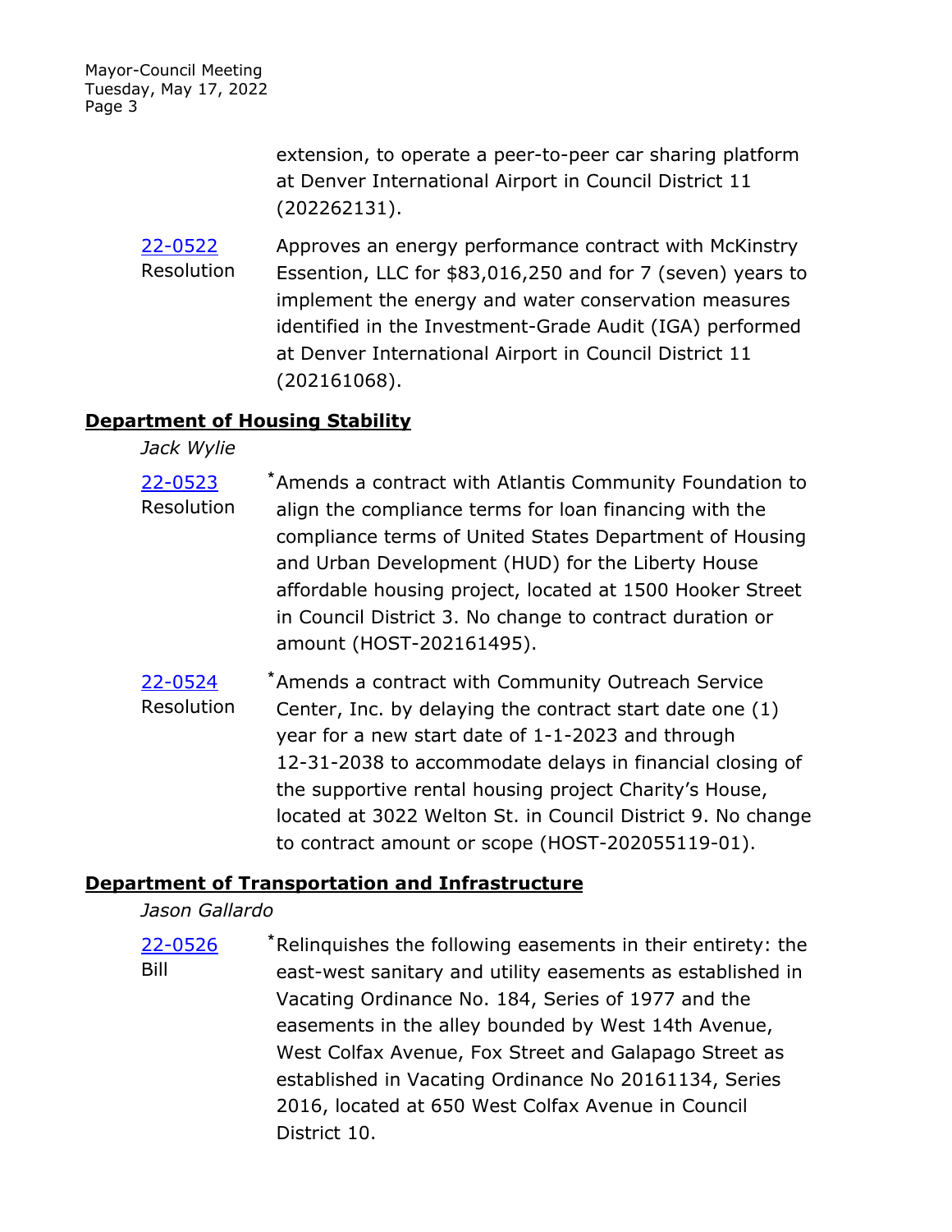extension, to operate a peer-to-peer car sharing platform at Denver International Airport in Council District 11 (202262131).

[22-0522](22-0522) Resolution — Approves an energy performance contract with McKinstry Essention, LLC for $83,016,250 and for 7 (seven) years to implement the energy and water conservation measures identified in the Investment-Grade Audit (IGA) performed at Denver International Airport in Council District 11 (202161068).

## Department of Housing Stability

*Jack Wylie*

[22-0523](22-0523) Resolution — *Amends a contract with Atlantis Community Foundation to align the compliance terms for loan financing with the compliance terms of United States Department of Housing and Urban Development (HUD) for the Liberty House affordable housing project, located at 1500 Hooker Street in Council District 3. No change to contract duration or amount (HOST-202161495).

[22-0524](22-0524) Resolution — *Amends a contract with Community Outreach Service Center, Inc. by delaying the contract start date one (1) year for a new start date of 1-1-2023 and through 12-31-2038 to accommodate delays in financial closing of the supportive rental housing project Charity's House, located at 3022 Welton St. in Council District 9. No change to contract amount or scope (HOST-202055119-01).

## Department of Transportation and Infrastructure

*Jason Gallardo*

[22-0526](22-0526) Bill — *Relinquishes the following easements in their entirety: the east-west sanitary and utility easements as established in Vacating Ordinance No. 184, Series of 1977 and the easements in the alley bounded by West 14th Avenue, West Colfax Avenue, Fox Street and Galapago Street as established in Vacating Ordinance No 20161134, Series 2016, located at 650 West Colfax Avenue in Council District 10.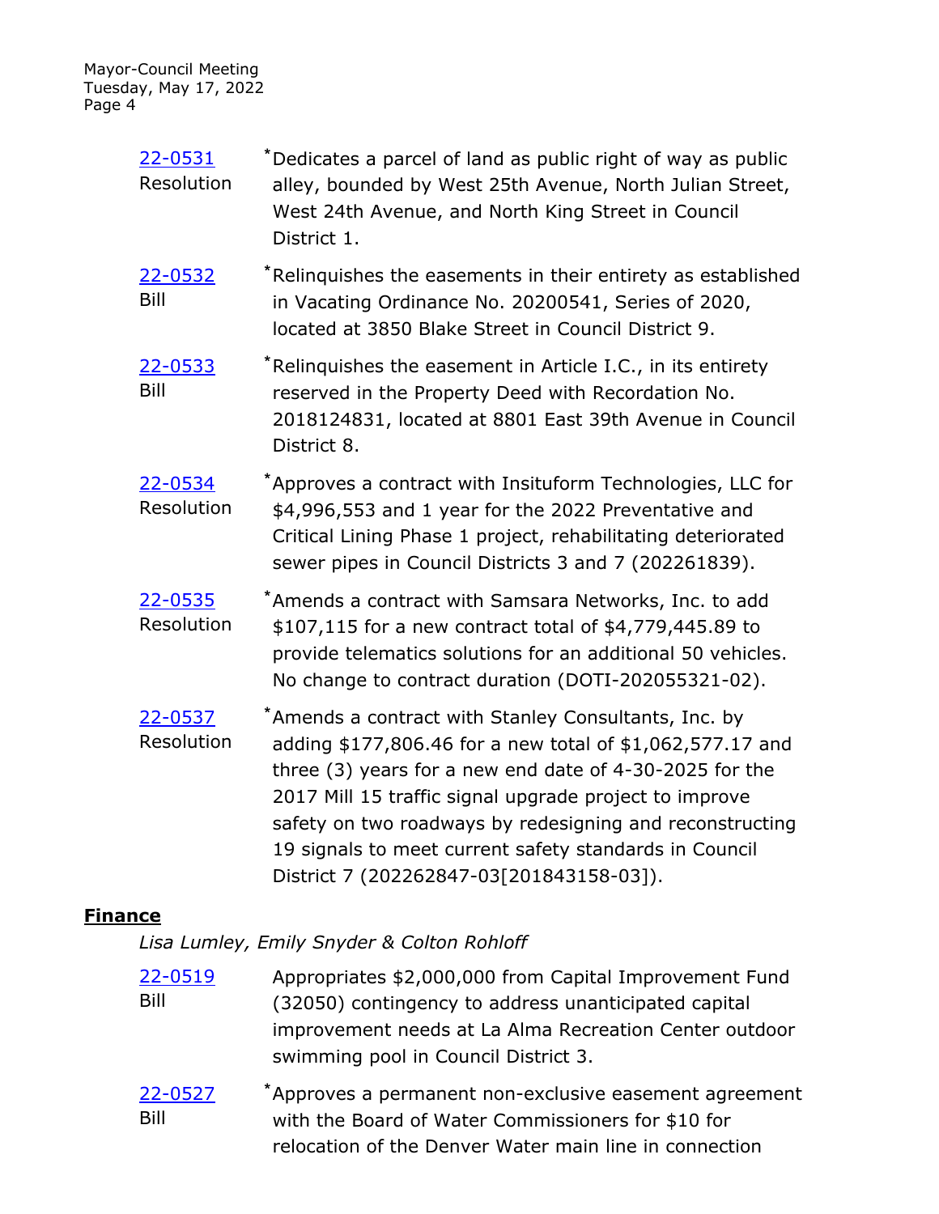[22-0531](#)
Resolution

*Dedicates a parcel of land as public right of way as public alley, bounded by West 25th Avenue, North Julian Street, West 24th Avenue, and North King Street in Council District 1.

[22-0532](#)
Bill

*Relinquishes the easements in their entirety as established in Vacating Ordinance No. 20200541, Series of 2020, located at 3850 Blake Street in Council District 9.

[22-0533](#)
Bill

*Relinquishes the easement in Article I.C., in its entirety reserved in the Property Deed with Recordation No. 2018124831, located at 8801 East 39th Avenue in Council District 8.

[22-0534](#)
Resolution

*Approves a contract with Insituform Technologies, LLC for $4,996,553 and 1 year for the 2022 Preventative and Critical Lining Phase 1 project, rehabilitating deteriorated sewer pipes in Council Districts 3 and 7 (202261839).

[22-0535](#)
Resolution

*Amends a contract with Samsara Networks, Inc. to add $107,115 for a new contract total of $4,779,445.89 to provide telematics solutions for an additional 50 vehicles. No change to contract duration (DOTI-202055321-02).

[22-0537](#)
Resolution

*Amends a contract with Stanley Consultants, Inc. by adding $177,806.46 for a new total of $1,062,577.17 and three (3) years for a new end date of 4-30-2025 for the 2017 Mill 15 traffic signal upgrade project to improve safety on two roadways by redesigning and reconstructing 19 signals to meet current safety standards in Council District 7 (202262847-03[201843158-03]).

## **Finance**

*Lisa Lumley, Emily Snyder & Colton Rohloff*

[22-0519](#)
Bill

Appropriates $2,000,000 from Capital Improvement Fund (32050) contingency to address unanticipated capital improvement needs at La Alma Recreation Center outdoor swimming pool in Council District 3.

[22-0527](#)
Bill

*Approves a permanent non-exclusive easement agreement with the Board of Water Commissioners for $10 for relocation of the Denver Water main line in connection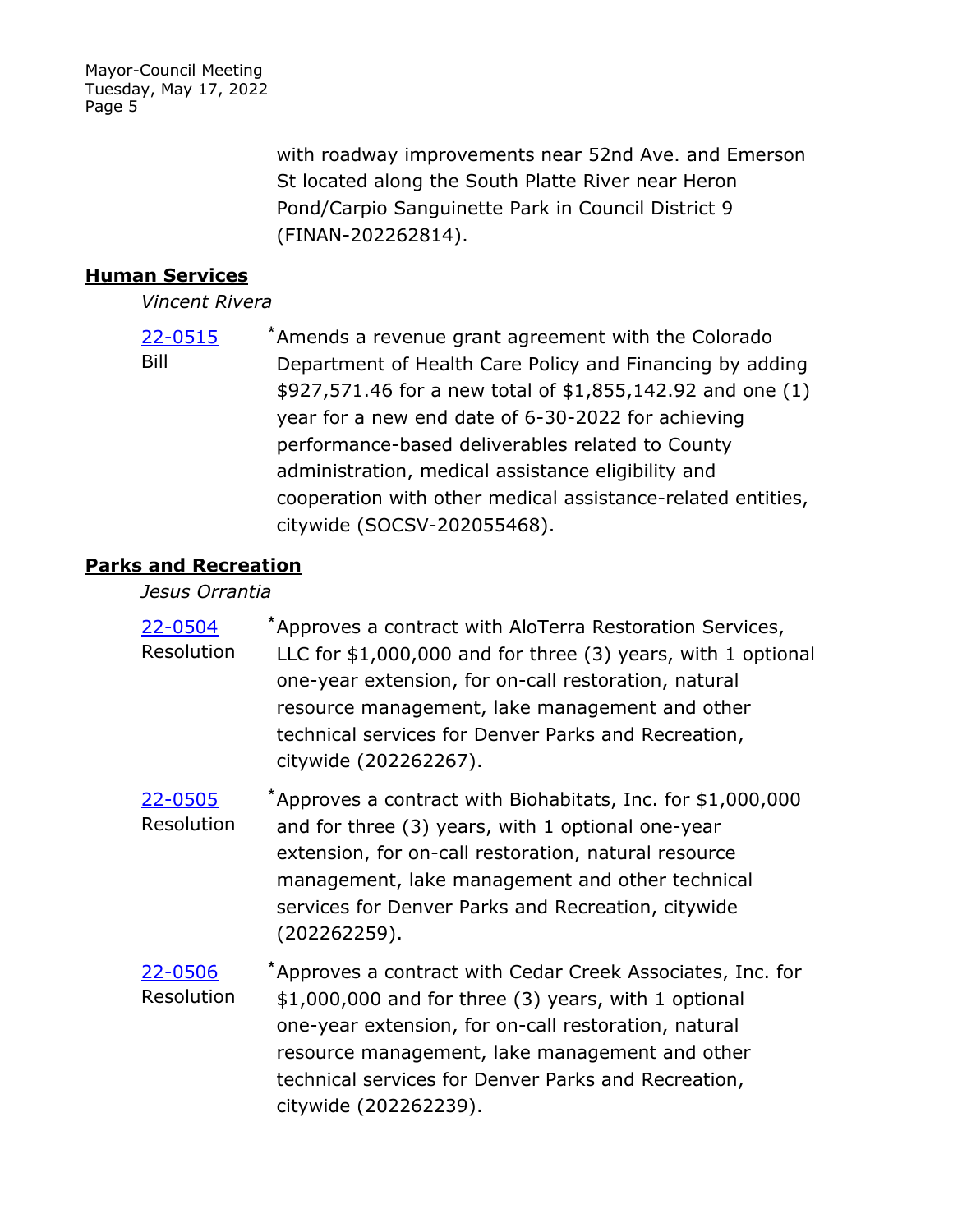with roadway improvements near 52nd Ave. and Emerson St located along the South Platte River near Heron Pond/Carpio Sanguinette Park in Council District 9 (FINAN-202262814).

## Human Services

*Vincent Rivera*

[22-0515](22-0515)
Bill

*Amends a revenue grant agreement with the Colorado Department of Health Care Policy and Financing by adding $927,571.46 for a new total of $1,855,142.92 and one (1) year for a new end date of 6-30-2022 for achieving performance-based deliverables related to County administration, medical assistance eligibility and cooperation with other medical assistance-related entities, citywide (SOCSV-202055468).

## Parks and Recreation

*Jesus Orrantia*

[22-0504](22-0504)
Resolution

*Approves a contract with AloTerra Restoration Services, LLC for $1,000,000 and for three (3) years, with 1 optional one-year extension, for on-call restoration, natural resource management, lake management and other technical services for Denver Parks and Recreation, citywide (202262267).

[22-0505](22-0505)
Resolution

*Approves a contract with Biohabitats, Inc. for $1,000,000 and for three (3) years, with 1 optional one-year extension, for on-call restoration, natural resource management, lake management and other technical services for Denver Parks and Recreation, citywide (202262259).

[22-0506](22-0506)
Resolution

*Approves a contract with Cedar Creek Associates, Inc. for $1,000,000 and for three (3) years, with 1 optional one-year extension, for on-call restoration, natural resource management, lake management and other technical services for Denver Parks and Recreation, citywide (202262239).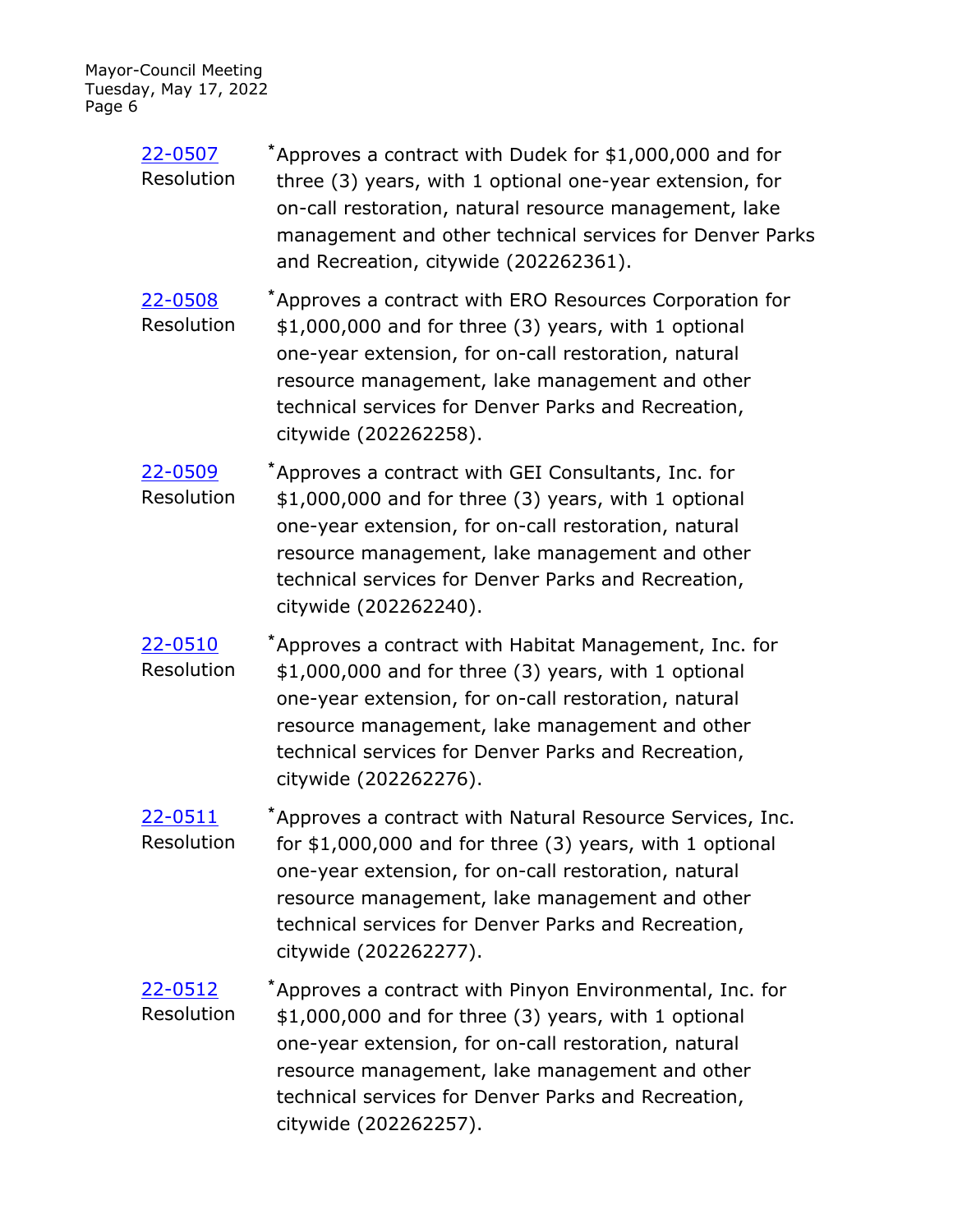22-0507 Resolution

*Approves a contract with Dudek for $1,000,000 and for three (3) years, with 1 optional one-year extension, for on-call restoration, natural resource management, lake management and other technical services for Denver Parks and Recreation, citywide (202262361).

22-0508 Resolution

*Approves a contract with ERO Resources Corporation for $1,000,000 and for three (3) years, with 1 optional one-year extension, for on-call restoration, natural resource management, lake management and other technical services for Denver Parks and Recreation, citywide (202262258).

22-0509 Resolution

*Approves a contract with GEI Consultants, Inc. for $1,000,000 and for three (3) years, with 1 optional one-year extension, for on-call restoration, natural resource management, lake management and other technical services for Denver Parks and Recreation, citywide (202262240).

22-0510 Resolution

*Approves a contract with Habitat Management, Inc. for $1,000,000 and for three (3) years, with 1 optional one-year extension, for on-call restoration, natural resource management, lake management and other technical services for Denver Parks and Recreation, citywide (202262276).

22-0511 Resolution

*Approves a contract with Natural Resource Services, Inc. for $1,000,000 and for three (3) years, with 1 optional one-year extension, for on-call restoration, natural resource management, lake management and other technical services for Denver Parks and Recreation, citywide (202262277).

22-0512 Resolution

*Approves a contract with Pinyon Environmental, Inc. for $1,000,000 and for three (3) years, with 1 optional one-year extension, for on-call restoration, natural resource management, lake management and other technical services for Denver Parks and Recreation, citywide (202262257).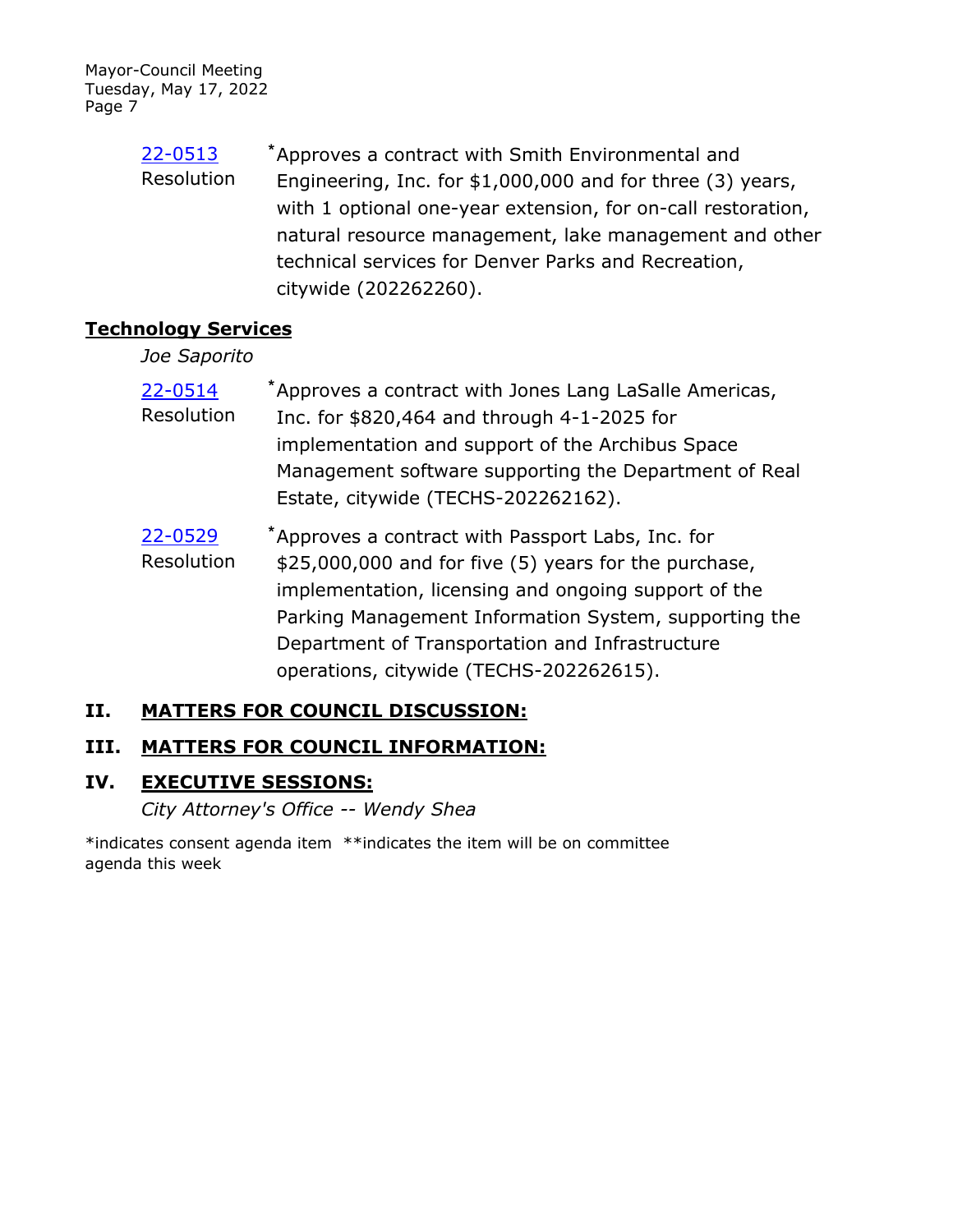22-0513 Resolution *Approves a contract with Smith Environmental and Engineering, Inc. for $1,000,000 and for three (3) years, with 1 optional one-year extension, for on-call restoration, natural resource management, lake management and other technical services for Denver Parks and Recreation, citywide (202262260).

**Technology Services**

*Joe Saporito*

22-0514 Resolution *Approves a contract with Jones Lang LaSalle Americas, Inc. for $820,464 and through 4-1-2025 for implementation and support of the Archibus Space Management software supporting the Department of Real Estate, citywide (TECHS-202262162).

22-0529 Resolution *Approves a contract with Passport Labs, Inc. for $25,000,000 and for five (5) years for the purchase, implementation, licensing and ongoing support of the Parking Management Information System, supporting the Department of Transportation and Infrastructure operations, citywide (TECHS-202262615).

## II. MATTERS FOR COUNCIL DISCUSSION:

## III. MATTERS FOR COUNCIL INFORMATION:

## IV. EXECUTIVE SESSIONS:

*City Attorney's Office -- Wendy Shea*

*indicates consent agenda item **indicates the item will be on committee agenda this week